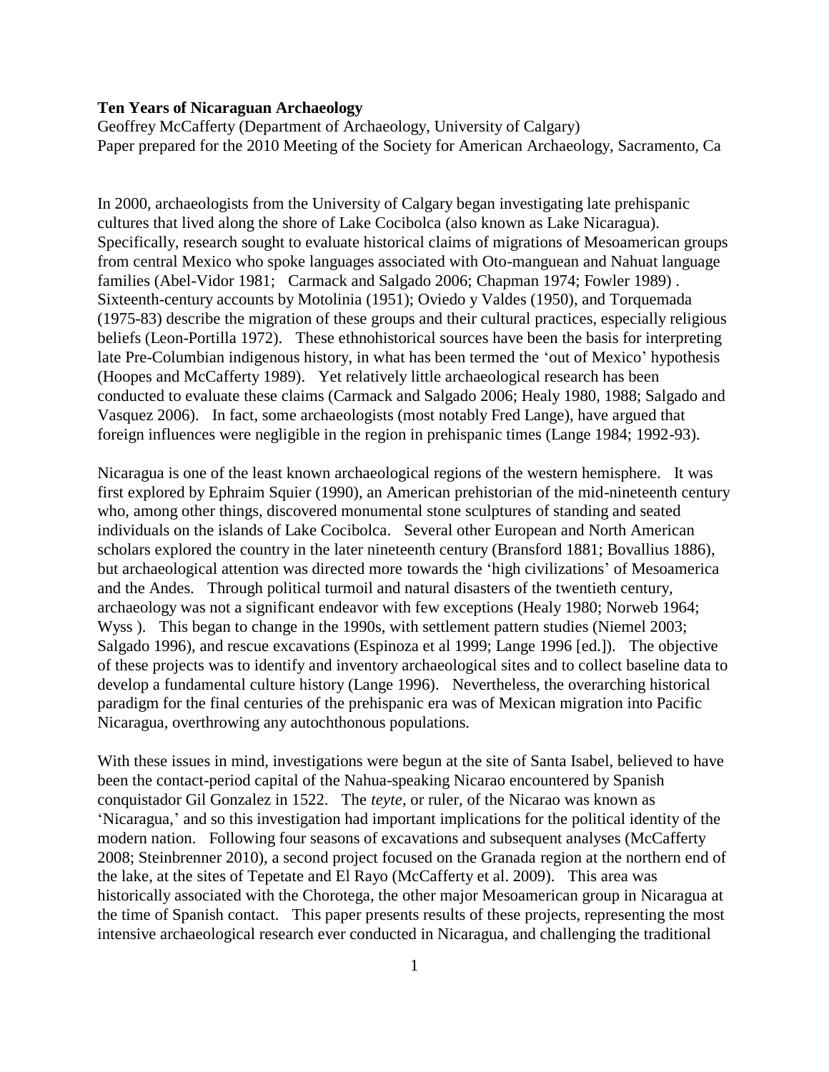**Ten Years of Nicaraguan Archaeology**

Geoffrey McCafferty (Department of Archaeology, University of Calgary)
Paper prepared for the 2010 Meeting of the Society for American Archaeology, Sacramento, Ca

In 2000, archaeologists from the University of Calgary began investigating late prehispanic cultures that lived along the shore of Lake Cocibolca (also known as Lake Nicaragua). Specifically, research sought to evaluate historical claims of migrations of Mesoamerican groups from central Mexico who spoke languages associated with Oto-manguean and Nahuat language families (Abel-Vidor 1981; Carmack and Salgado 2006; Chapman 1974; Fowler 1989) . Sixteenth-century accounts by Motolinia (1951); Oviedo y Valdes (1950), and Torquemada (1975-83) describe the migration of these groups and their cultural practices, especially religious beliefs (Leon-Portilla 1972). These ethnohistorical sources have been the basis for interpreting late Pre-Columbian indigenous history, in what has been termed the 'out of Mexico' hypothesis (Hoopes and McCafferty 1989). Yet relatively little archaeological research has been conducted to evaluate these claims (Carmack and Salgado 2006; Healy 1980, 1988; Salgado and Vasquez 2006). In fact, some archaeologists (most notably Fred Lange), have argued that foreign influences were negligible in the region in prehispanic times (Lange 1984; 1992-93).

Nicaragua is one of the least known archaeological regions of the western hemisphere. It was first explored by Ephraim Squier (1990), an American prehistorian of the mid-nineteenth century who, among other things, discovered monumental stone sculptures of standing and seated individuals on the islands of Lake Cocibolca. Several other European and North American scholars explored the country in the later nineteenth century (Bransford 1881; Bovallius 1886), but archaeological attention was directed more towards the 'high civilizations' of Mesoamerica and the Andes. Through political turmoil and natural disasters of the twentieth century, archaeology was not a significant endeavor with few exceptions (Healy 1980; Norweb 1964; Wyss ). This began to change in the 1990s, with settlement pattern studies (Niemel 2003; Salgado 1996), and rescue excavations (Espinoza et al 1999; Lange 1996 [ed.]). The objective of these projects was to identify and inventory archaeological sites and to collect baseline data to develop a fundamental culture history (Lange 1996). Nevertheless, the overarching historical paradigm for the final centuries of the prehispanic era was of Mexican migration into Pacific Nicaragua, overthrowing any autochthonous populations.

With these issues in mind, investigations were begun at the site of Santa Isabel, believed to have been the contact-period capital of the Nahua-speaking Nicarao encountered by Spanish conquistador Gil Gonzalez in 1522. The *teyte*, or ruler, of the Nicarao was known as 'Nicaragua,' and so this investigation had important implications for the political identity of the modern nation. Following four seasons of excavations and subsequent analyses (McCafferty 2008; Steinbrenner 2010), a second project focused on the Granada region at the northern end of the lake, at the sites of Tepetate and El Rayo (McCafferty et al. 2009). This area was historically associated with the Chorotega, the other major Mesoamerican group in Nicaragua at the time of Spanish contact. This paper presents results of these projects, representing the most intensive archaeological research ever conducted in Nicaragua, and challenging the traditional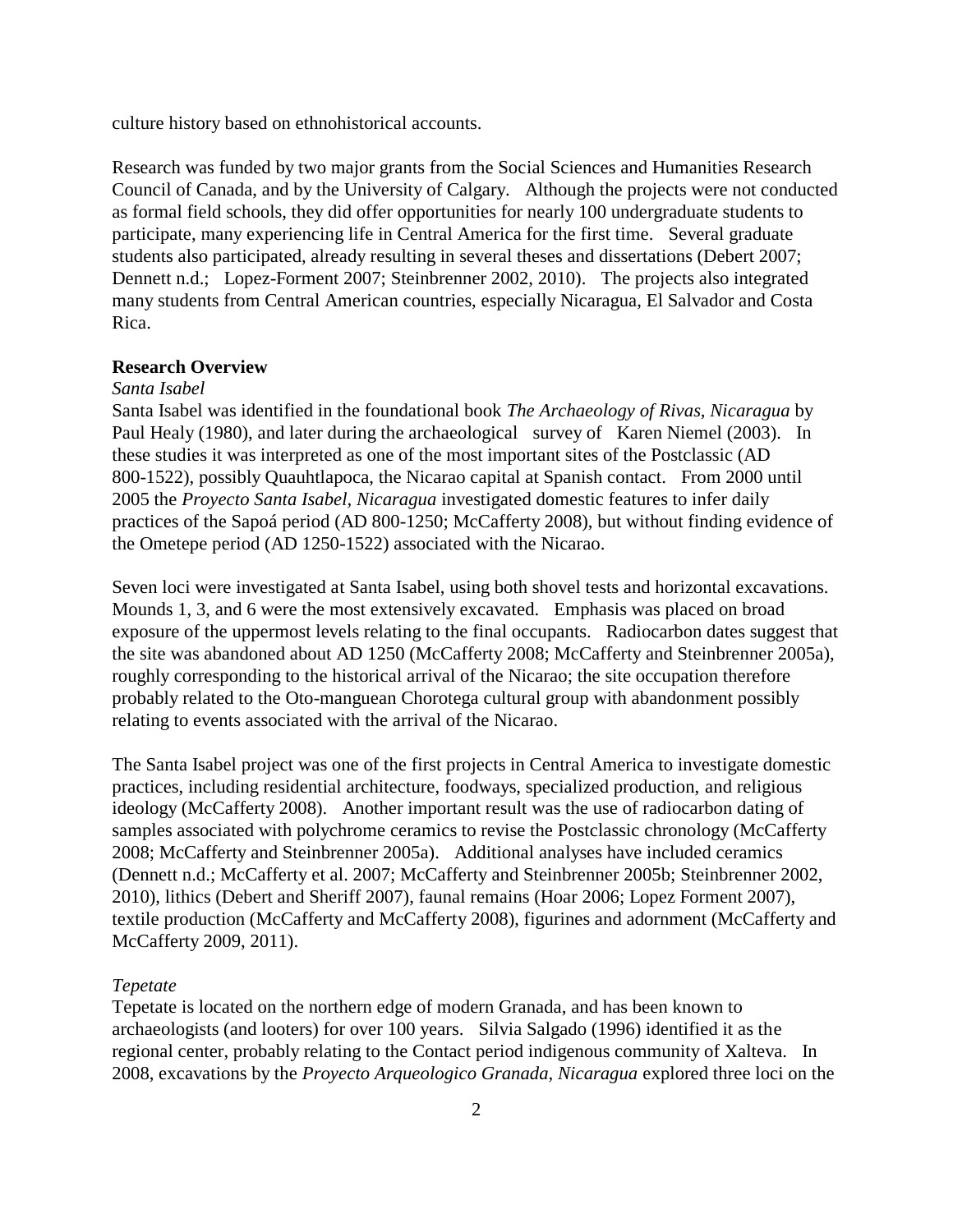culture history based on ethnohistorical accounts.

Research was funded by two major grants from the Social Sciences and Humanities Research Council of Canada, and by the University of Calgary. Although the projects were not conducted as formal field schools, they did offer opportunities for nearly 100 undergraduate students to participate, many experiencing life in Central America for the first time. Several graduate students also participated, already resulting in several theses and dissertations (Debert 2007; Dennett n.d.; Lopez-Forment 2007; Steinbrenner 2002, 2010). The projects also integrated many students from Central American countries, especially Nicaragua, El Salvador and Costa Rica.

**Research Overview**

*Santa Isabel*

Santa Isabel was identified in the foundational book *The Archaeology of Rivas, Nicaragua* by Paul Healy (1980), and later during the archaeological survey of Karen Niemel (2003). In these studies it was interpreted as one of the most important sites of the Postclassic (AD 800-1522), possibly Quauhtlapoca, the Nicarao capital at Spanish contact. From 2000 until 2005 the *Proyecto Santa Isabel, Nicaragua* investigated domestic features to infer daily practices of the Sapoá period (AD 800-1250; McCafferty 2008), but without finding evidence of the Ometepe period (AD 1250-1522) associated with the Nicarao.

Seven loci were investigated at Santa Isabel, using both shovel tests and horizontal excavations. Mounds 1, 3, and 6 were the most extensively excavated. Emphasis was placed on broad exposure of the uppermost levels relating to the final occupants. Radiocarbon dates suggest that the site was abandoned about AD 1250 (McCafferty 2008; McCafferty and Steinbrenner 2005a), roughly corresponding to the historical arrival of the Nicarao; the site occupation therefore probably related to the Oto-manguean Chorotega cultural group with abandonment possibly relating to events associated with the arrival of the Nicarao.

The Santa Isabel project was one of the first projects in Central America to investigate domestic practices, including residential architecture, foodways, specialized production, and religious ideology (McCafferty 2008). Another important result was the use of radiocarbon dating of samples associated with polychrome ceramics to revise the Postclassic chronology (McCafferty 2008; McCafferty and Steinbrenner 2005a). Additional analyses have included ceramics (Dennett n.d.; McCafferty et al. 2007; McCafferty and Steinbrenner 2005b; Steinbrenner 2002, 2010), lithics (Debert and Sheriff 2007), faunal remains (Hoar 2006; Lopez Forment 2007), textile production (McCafferty and McCafferty 2008), figurines and adornment (McCafferty and McCafferty 2009, 2011).

*Tepetate*

Tepetate is located on the northern edge of modern Granada, and has been known to archaeologists (and looters) for over 100 years. Silvia Salgado (1996) identified it as the regional center, probably relating to the Contact period indigenous community of Xalteva. In 2008, excavations by the *Proyecto Arqueologico Granada, Nicaragua* explored three loci on the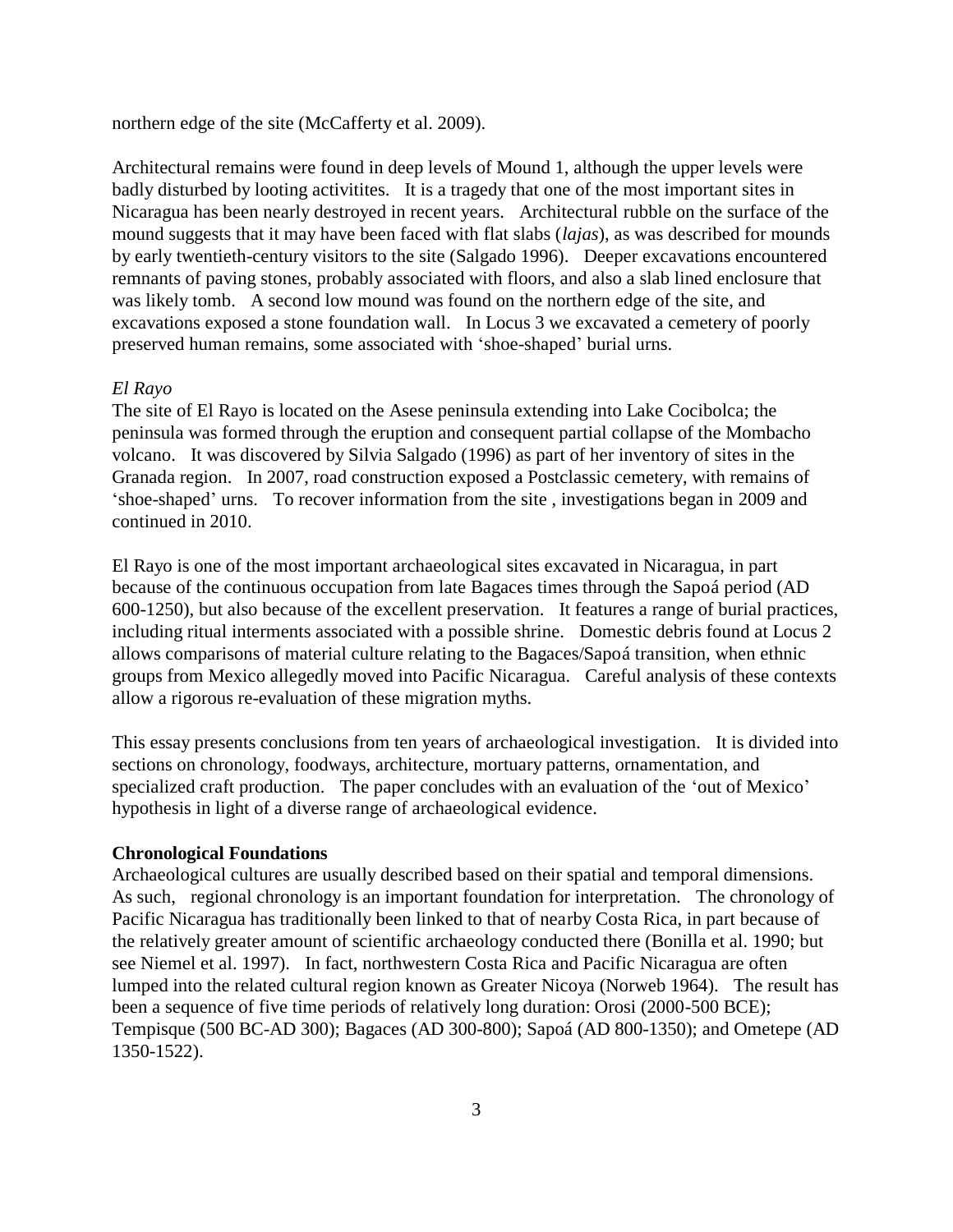northern edge of the site (McCafferty et al. 2009).

Architectural remains were found in deep levels of Mound 1, although the upper levels were badly disturbed by looting activitites. It is a tragedy that one of the most important sites in Nicaragua has been nearly destroyed in recent years. Architectural rubble on the surface of the mound suggests that it may have been faced with flat slabs (*lajas*), as was described for mounds by early twentieth-century visitors to the site (Salgado 1996). Deeper excavations encountered remnants of paving stones, probably associated with floors, and also a slab lined enclosure that was likely tomb. A second low mound was found on the northern edge of the site, and excavations exposed a stone foundation wall. In Locus 3 we excavated a cemetery of poorly preserved human remains, some associated with 'shoe-shaped' burial urns.

*El Rayo*

The site of El Rayo is located on the Asese peninsula extending into Lake Cocibolca; the peninsula was formed through the eruption and consequent partial collapse of the Mombacho volcano. It was discovered by Silvia Salgado (1996) as part of her inventory of sites in the Granada region. In 2007, road construction exposed a Postclassic cemetery, with remains of 'shoe-shaped' urns. To recover information from the site , investigations began in 2009 and continued in 2010.

El Rayo is one of the most important archaeological sites excavated in Nicaragua, in part because of the continuous occupation from late Bagaces times through the Sapoá period (AD 600-1250), but also because of the excellent preservation. It features a range of burial practices, including ritual interments associated with a possible shrine. Domestic debris found at Locus 2 allows comparisons of material culture relating to the Bagaces/Sapoá transition, when ethnic groups from Mexico allegedly moved into Pacific Nicaragua. Careful analysis of these contexts allow a rigorous re-evaluation of these migration myths.

This essay presents conclusions from ten years of archaeological investigation. It is divided into sections on chronology, foodways, architecture, mortuary patterns, ornamentation, and specialized craft production. The paper concludes with an evaluation of the 'out of Mexico' hypothesis in light of a diverse range of archaeological evidence.

## Chronological Foundations

Archaeological cultures are usually described based on their spatial and temporal dimensions. As such, regional chronology is an important foundation for interpretation. The chronology of Pacific Nicaragua has traditionally been linked to that of nearby Costa Rica, in part because of the relatively greater amount of scientific archaeology conducted there (Bonilla et al. 1990; but see Niemel et al. 1997). In fact, northwestern Costa Rica and Pacific Nicaragua are often lumped into the related cultural region known as Greater Nicoya (Norweb 1964). The result has been a sequence of five time periods of relatively long duration: Orosi (2000-500 BCE); Tempisque (500 BC-AD 300); Bagaces (AD 300-800); Sapoá (AD 800-1350); and Ometepe (AD 1350-1522).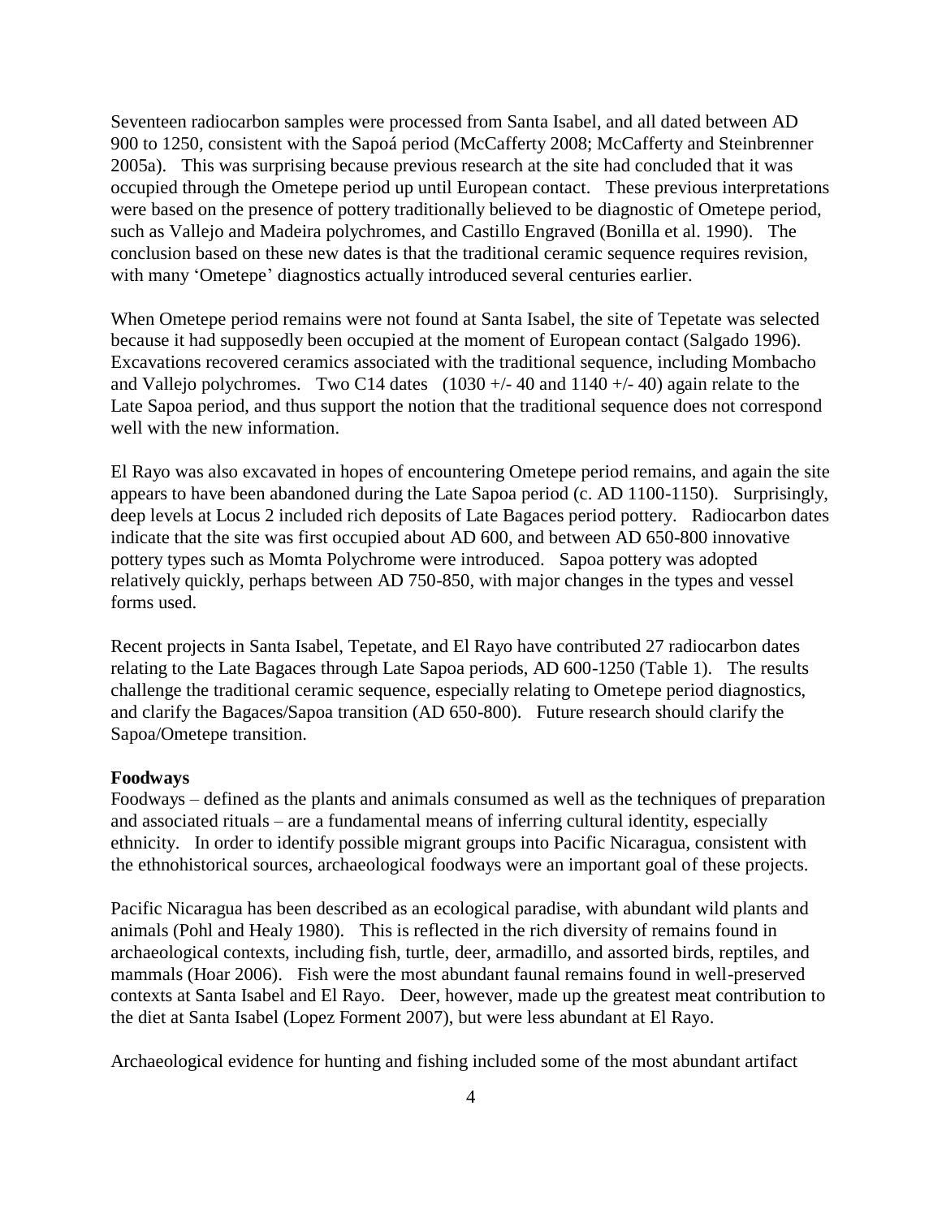Seventeen radiocarbon samples were processed from Santa Isabel, and all dated between AD 900 to 1250, consistent with the Sapoá period (McCafferty 2008; McCafferty and Steinbrenner 2005a). This was surprising because previous research at the site had concluded that it was occupied through the Ometepe period up until European contact. These previous interpretations were based on the presence of pottery traditionally believed to be diagnostic of Ometepe period, such as Vallejo and Madeira polychromes, and Castillo Engraved (Bonilla et al. 1990). The conclusion based on these new dates is that the traditional ceramic sequence requires revision, with many 'Ometepe' diagnostics actually introduced several centuries earlier.

When Ometepe period remains were not found at Santa Isabel, the site of Tepetate was selected because it had supposedly been occupied at the moment of European contact (Salgado 1996). Excavations recovered ceramics associated with the traditional sequence, including Mombacho and Vallejo polychromes. Two C14 dates (1030 +/- 40 and 1140 +/- 40) again relate to the Late Sapoa period, and thus support the notion that the traditional sequence does not correspond well with the new information.

El Rayo was also excavated in hopes of encountering Ometepe period remains, and again the site appears to have been abandoned during the Late Sapoa period (c. AD 1100-1150). Surprisingly, deep levels at Locus 2 included rich deposits of Late Bagaces period pottery. Radiocarbon dates indicate that the site was first occupied about AD 600, and between AD 650-800 innovative pottery types such as Momta Polychrome were introduced. Sapoa pottery was adopted relatively quickly, perhaps between AD 750-850, with major changes in the types and vessel forms used.

Recent projects in Santa Isabel, Tepetate, and El Rayo have contributed 27 radiocarbon dates relating to the Late Bagaces through Late Sapoa periods, AD 600-1250 (Table 1). The results challenge the traditional ceramic sequence, especially relating to Ometepe period diagnostics, and clarify the Bagaces/Sapoa transition (AD 650-800). Future research should clarify the Sapoa/Ometepe transition.

**Foodways**

Foodways – defined as the plants and animals consumed as well as the techniques of preparation and associated rituals – are a fundamental means of inferring cultural identity, especially ethnicity. In order to identify possible migrant groups into Pacific Nicaragua, consistent with the ethnohistorical sources, archaeological foodways were an important goal of these projects.

Pacific Nicaragua has been described as an ecological paradise, with abundant wild plants and animals (Pohl and Healy 1980). This is reflected in the rich diversity of remains found in archaeological contexts, including fish, turtle, deer, armadillo, and assorted birds, reptiles, and mammals (Hoar 2006). Fish were the most abundant faunal remains found in well-preserved contexts at Santa Isabel and El Rayo. Deer, however, made up the greatest meat contribution to the diet at Santa Isabel (Lopez Forment 2007), but were less abundant at El Rayo.

Archaeological evidence for hunting and fishing included some of the most abundant artifact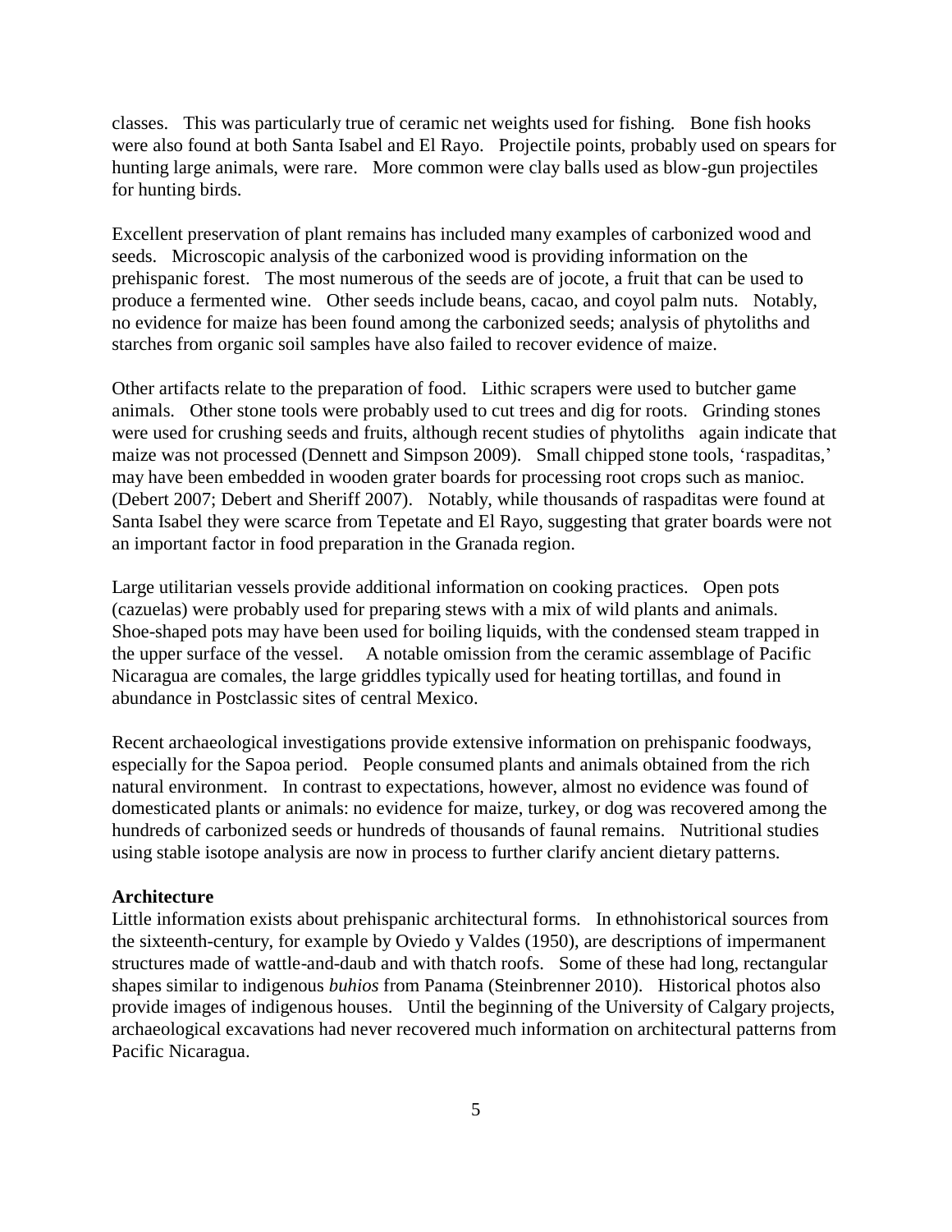classes. This was particularly true of ceramic net weights used for fishing. Bone fish hooks were also found at both Santa Isabel and El Rayo. Projectile points, probably used on spears for hunting large animals, were rare. More common were clay balls used as blow-gun projectiles for hunting birds.

Excellent preservation of plant remains has included many examples of carbonized wood and seeds. Microscopic analysis of the carbonized wood is providing information on the prehispanic forest. The most numerous of the seeds are of jocote, a fruit that can be used to produce a fermented wine. Other seeds include beans, cacao, and coyol palm nuts. Notably, no evidence for maize has been found among the carbonized seeds; analysis of phytoliths and starches from organic soil samples have also failed to recover evidence of maize.

Other artifacts relate to the preparation of food. Lithic scrapers were used to butcher game animals. Other stone tools were probably used to cut trees and dig for roots. Grinding stones were used for crushing seeds and fruits, although recent studies of phytoliths again indicate that maize was not processed (Dennett and Simpson 2009). Small chipped stone tools, 'raspaditas,' may have been embedded in wooden grater boards for processing root crops such as manioc. (Debert 2007; Debert and Sheriff 2007). Notably, while thousands of raspaditas were found at Santa Isabel they were scarce from Tepetate and El Rayo, suggesting that grater boards were not an important factor in food preparation in the Granada region.

Large utilitarian vessels provide additional information on cooking practices. Open pots (cazuelas) were probably used for preparing stews with a mix of wild plants and animals. Shoe-shaped pots may have been used for boiling liquids, with the condensed steam trapped in the upper surface of the vessel. A notable omission from the ceramic assemblage of Pacific Nicaragua are comales, the large griddles typically used for heating tortillas, and found in abundance in Postclassic sites of central Mexico.

Recent archaeological investigations provide extensive information on prehispanic foodways, especially for the Sapoa period. People consumed plants and animals obtained from the rich natural environment. In contrast to expectations, however, almost no evidence was found of domesticated plants or animals: no evidence for maize, turkey, or dog was recovered among the hundreds of carbonized seeds or hundreds of thousands of faunal remains. Nutritional studies using stable isotope analysis are now in process to further clarify ancient dietary patterns.

**Architecture**

Little information exists about prehispanic architectural forms. In ethnohistorical sources from the sixteenth-century, for example by Oviedo y Valdes (1950), are descriptions of impermanent structures made of wattle-and-daub and with thatch roofs. Some of these had long, rectangular shapes similar to indigenous *buhios* from Panama (Steinbrenner 2010). Historical photos also provide images of indigenous houses. Until the beginning of the University of Calgary projects, archaeological excavations had never recovered much information on architectural patterns from Pacific Nicaragua.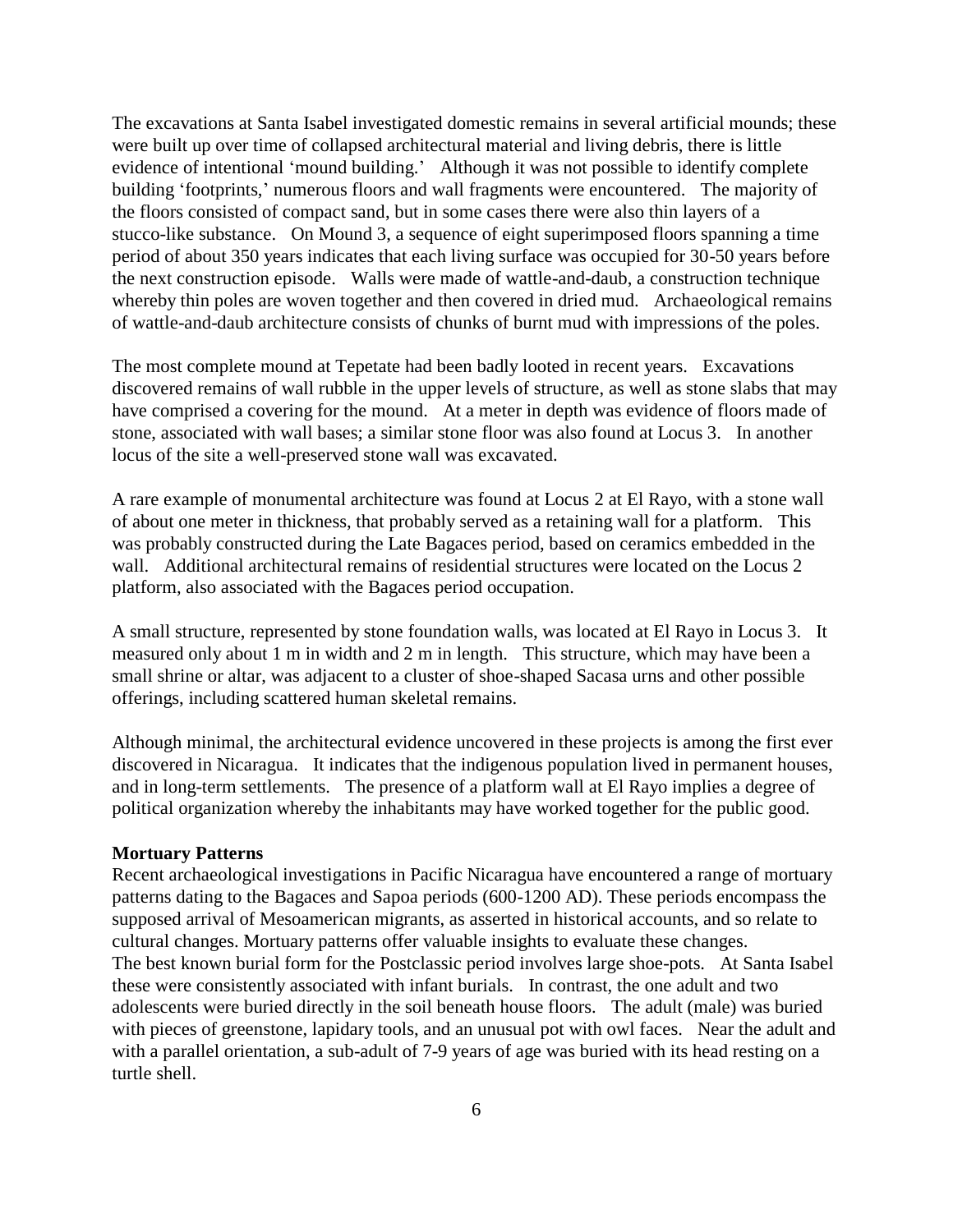The excavations at Santa Isabel investigated domestic remains in several artificial mounds; these were built up over time of collapsed architectural material and living debris, there is little evidence of intentional 'mound building.' Although it was not possible to identify complete building 'footprints,' numerous floors and wall fragments were encountered. The majority of the floors consisted of compact sand, but in some cases there were also thin layers of a stucco-like substance. On Mound 3, a sequence of eight superimposed floors spanning a time period of about 350 years indicates that each living surface was occupied for 30-50 years before the next construction episode. Walls were made of wattle-and-daub, a construction technique whereby thin poles are woven together and then covered in dried mud. Archaeological remains of wattle-and-daub architecture consists of chunks of burnt mud with impressions of the poles.

The most complete mound at Tepetate had been badly looted in recent years. Excavations discovered remains of wall rubble in the upper levels of structure, as well as stone slabs that may have comprised a covering for the mound. At a meter in depth was evidence of floors made of stone, associated with wall bases; a similar stone floor was also found at Locus 3. In another locus of the site a well-preserved stone wall was excavated.

A rare example of monumental architecture was found at Locus 2 at El Rayo, with a stone wall of about one meter in thickness, that probably served as a retaining wall for a platform. This was probably constructed during the Late Bagaces period, based on ceramics embedded in the wall. Additional architectural remains of residential structures were located on the Locus 2 platform, also associated with the Bagaces period occupation.

A small structure, represented by stone foundation walls, was located at El Rayo in Locus 3. It measured only about 1 m in width and 2 m in length. This structure, which may have been a small shrine or altar, was adjacent to a cluster of shoe-shaped Sacasa urns and other possible offerings, including scattered human skeletal remains.

Although minimal, the architectural evidence uncovered in these projects is among the first ever discovered in Nicaragua. It indicates that the indigenous population lived in permanent houses, and in long-term settlements. The presence of a platform wall at El Rayo implies a degree of political organization whereby the inhabitants may have worked together for the public good.

**Mortuary Patterns**

Recent archaeological investigations in Pacific Nicaragua have encountered a range of mortuary patterns dating to the Bagaces and Sapoa periods (600-1200 AD). These periods encompass the supposed arrival of Mesoamerican migrants, as asserted in historical accounts, and so relate to cultural changes. Mortuary patterns offer valuable insights to evaluate these changes.

The best known burial form for the Postclassic period involves large shoe-pots. At Santa Isabel these were consistently associated with infant burials. In contrast, the one adult and two adolescents were buried directly in the soil beneath house floors. The adult (male) was buried with pieces of greenstone, lapidary tools, and an unusual pot with owl faces. Near the adult and with a parallel orientation, a sub-adult of 7-9 years of age was buried with its head resting on a turtle shell.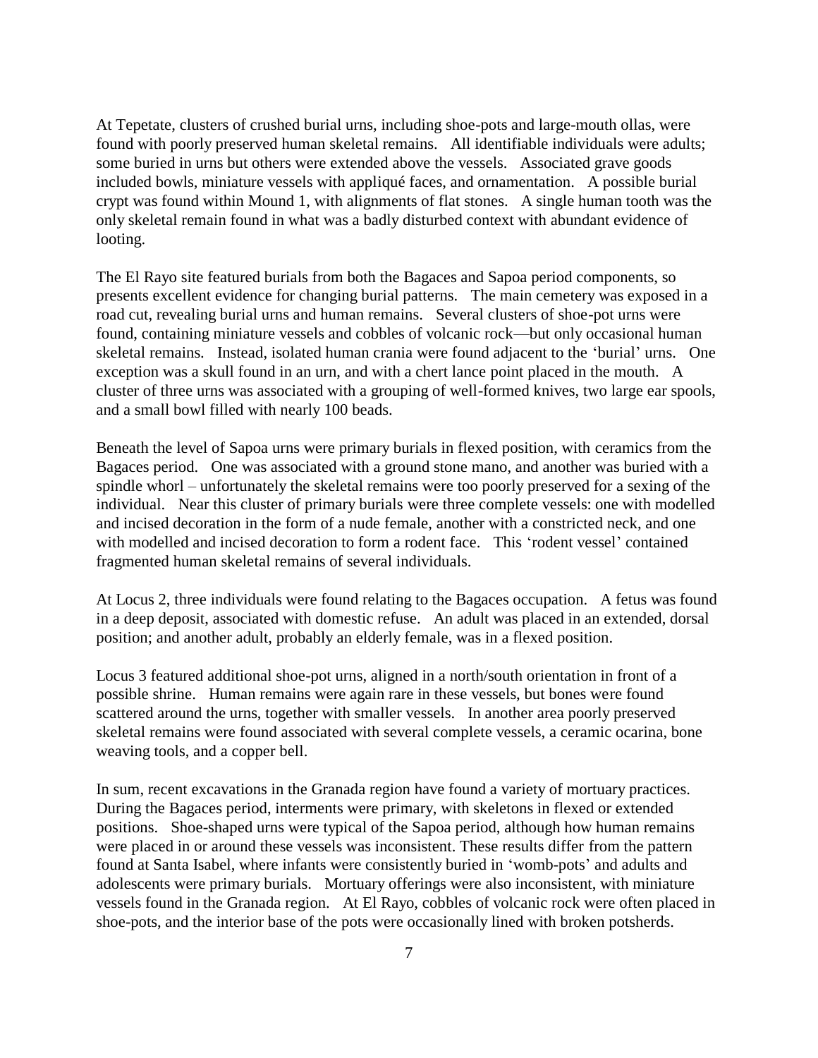At Tepetate, clusters of crushed burial urns, including shoe-pots and large-mouth ollas, were found with poorly preserved human skeletal remains. All identifiable individuals were adults; some buried in urns but others were extended above the vessels. Associated grave goods included bowls, miniature vessels with appliqué faces, and ornamentation. A possible burial crypt was found within Mound 1, with alignments of flat stones. A single human tooth was the only skeletal remain found in what was a badly disturbed context with abundant evidence of looting.

The El Rayo site featured burials from both the Bagaces and Sapoa period components, so presents excellent evidence for changing burial patterns. The main cemetery was exposed in a road cut, revealing burial urns and human remains. Several clusters of shoe-pot urns were found, containing miniature vessels and cobbles of volcanic rock—but only occasional human skeletal remains. Instead, isolated human crania were found adjacent to the 'burial' urns. One exception was a skull found in an urn, and with a chert lance point placed in the mouth. A cluster of three urns was associated with a grouping of well-formed knives, two large ear spools, and a small bowl filled with nearly 100 beads.

Beneath the level of Sapoa urns were primary burials in flexed position, with ceramics from the Bagaces period. One was associated with a ground stone mano, and another was buried with a spindle whorl – unfortunately the skeletal remains were too poorly preserved for a sexing of the individual. Near this cluster of primary burials were three complete vessels: one with modelled and incised decoration in the form of a nude female, another with a constricted neck, and one with modelled and incised decoration to form a rodent face. This 'rodent vessel' contained fragmented human skeletal remains of several individuals.

At Locus 2, three individuals were found relating to the Bagaces occupation. A fetus was found in a deep deposit, associated with domestic refuse. An adult was placed in an extended, dorsal position; and another adult, probably an elderly female, was in a flexed position.

Locus 3 featured additional shoe-pot urns, aligned in a north/south orientation in front of a possible shrine. Human remains were again rare in these vessels, but bones were found scattered around the urns, together with smaller vessels. In another area poorly preserved skeletal remains were found associated with several complete vessels, a ceramic ocarina, bone weaving tools, and a copper bell.

In sum, recent excavations in the Granada region have found a variety of mortuary practices. During the Bagaces period, interments were primary, with skeletons in flexed or extended positions. Shoe-shaped urns were typical of the Sapoa period, although how human remains were placed in or around these vessels was inconsistent. These results differ from the pattern found at Santa Isabel, where infants were consistently buried in 'womb-pots' and adults and adolescents were primary burials. Mortuary offerings were also inconsistent, with miniature vessels found in the Granada region. At El Rayo, cobbles of volcanic rock were often placed in shoe-pots, and the interior base of the pots were occasionally lined with broken potsherds.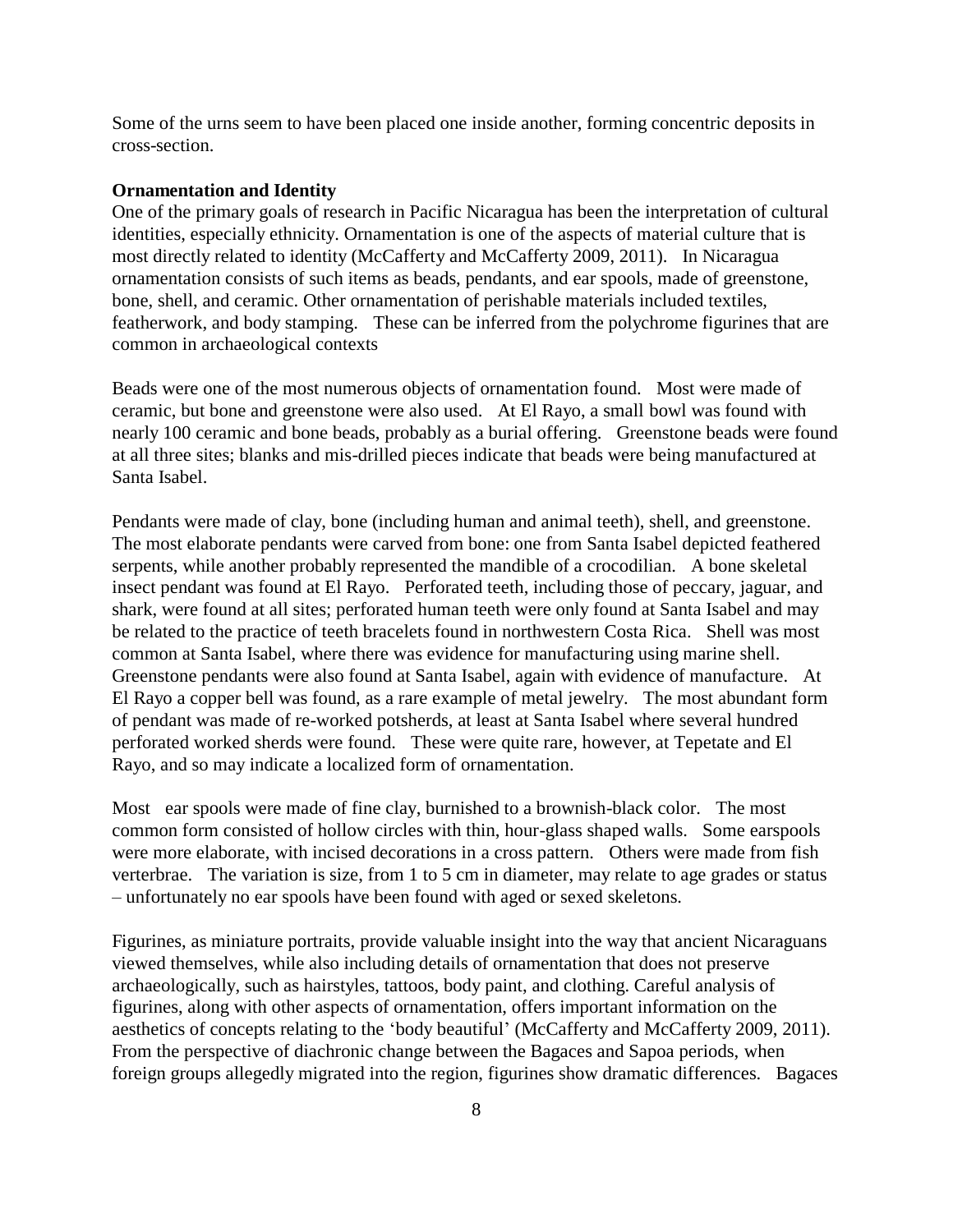Some of the urns seem to have been placed one inside another, forming concentric deposits in cross-section.

**Ornamentation and Identity**

One of the primary goals of research in Pacific Nicaragua has been the interpretation of cultural identities, especially ethnicity. Ornamentation is one of the aspects of material culture that is most directly related to identity (McCafferty and McCafferty 2009, 2011). In Nicaragua ornamentation consists of such items as beads, pendants, and ear spools, made of greenstone, bone, shell, and ceramic. Other ornamentation of perishable materials included textiles, featherwork, and body stamping. These can be inferred from the polychrome figurines that are common in archaeological contexts

Beads were one of the most numerous objects of ornamentation found. Most were made of ceramic, but bone and greenstone were also used. At El Rayo, a small bowl was found with nearly 100 ceramic and bone beads, probably as a burial offering. Greenstone beads were found at all three sites; blanks and mis-drilled pieces indicate that beads were being manufactured at Santa Isabel.

Pendants were made of clay, bone (including human and animal teeth), shell, and greenstone. The most elaborate pendants were carved from bone: one from Santa Isabel depicted feathered serpents, while another probably represented the mandible of a crocodilian. A bone skeletal insect pendant was found at El Rayo. Perforated teeth, including those of peccary, jaguar, and shark, were found at all sites; perforated human teeth were only found at Santa Isabel and may be related to the practice of teeth bracelets found in northwestern Costa Rica. Shell was most common at Santa Isabel, where there was evidence for manufacturing using marine shell. Greenstone pendants were also found at Santa Isabel, again with evidence of manufacture. At El Rayo a copper bell was found, as a rare example of metal jewelry. The most abundant form of pendant was made of re-worked potsherds, at least at Santa Isabel where several hundred perforated worked sherds were found. These were quite rare, however, at Tepetate and El Rayo, and so may indicate a localized form of ornamentation.

Most ear spools were made of fine clay, burnished to a brownish-black color. The most common form consisted of hollow circles with thin, hour-glass shaped walls. Some earspools were more elaborate, with incised decorations in a cross pattern. Others were made from fish verterbrae. The variation is size, from 1 to 5 cm in diameter, may relate to age grades or status – unfortunately no ear spools have been found with aged or sexed skeletons.

Figurines, as miniature portraits, provide valuable insight into the way that ancient Nicaraguans viewed themselves, while also including details of ornamentation that does not preserve archaeologically, such as hairstyles, tattoos, body paint, and clothing. Careful analysis of figurines, along with other aspects of ornamentation, offers important information on the aesthetics of concepts relating to the 'body beautiful' (McCafferty and McCafferty 2009, 2011). From the perspective of diachronic change between the Bagaces and Sapoa periods, when foreign groups allegedly migrated into the region, figurines show dramatic differences. Bagaces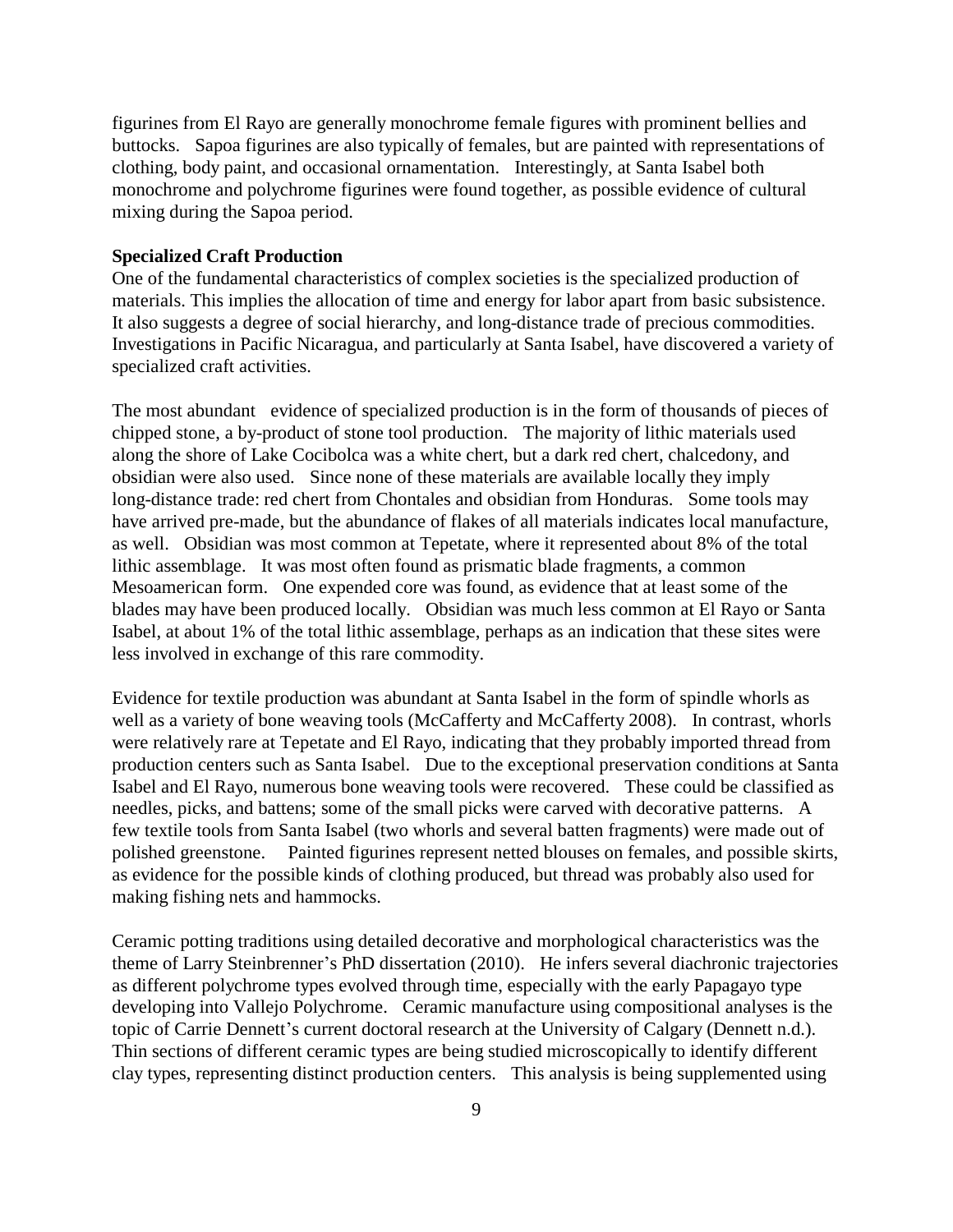figurines from El Rayo are generally monochrome female figures with prominent bellies and buttocks. Sapoa figurines are also typically of females, but are painted with representations of clothing, body paint, and occasional ornamentation. Interestingly, at Santa Isabel both monochrome and polychrome figurines were found together, as possible evidence of cultural mixing during the Sapoa period.

**Specialized Craft Production**

One of the fundamental characteristics of complex societies is the specialized production of materials. This implies the allocation of time and energy for labor apart from basic subsistence. It also suggests a degree of social hierarchy, and long-distance trade of precious commodities. Investigations in Pacific Nicaragua, and particularly at Santa Isabel, have discovered a variety of specialized craft activities.

The most abundant evidence of specialized production is in the form of thousands of pieces of chipped stone, a by-product of stone tool production. The majority of lithic materials used along the shore of Lake Cocibolca was a white chert, but a dark red chert, chalcedony, and obsidian were also used. Since none of these materials are available locally they imply long-distance trade: red chert from Chontales and obsidian from Honduras. Some tools may have arrived pre-made, but the abundance of flakes of all materials indicates local manufacture, as well. Obsidian was most common at Tepetate, where it represented about 8% of the total lithic assemblage. It was most often found as prismatic blade fragments, a common Mesoamerican form. One expended core was found, as evidence that at least some of the blades may have been produced locally. Obsidian was much less common at El Rayo or Santa Isabel, at about 1% of the total lithic assemblage, perhaps as an indication that these sites were less involved in exchange of this rare commodity.

Evidence for textile production was abundant at Santa Isabel in the form of spindle whorls as well as a variety of bone weaving tools (McCafferty and McCafferty 2008). In contrast, whorls were relatively rare at Tepetate and El Rayo, indicating that they probably imported thread from production centers such as Santa Isabel. Due to the exceptional preservation conditions at Santa Isabel and El Rayo, numerous bone weaving tools were recovered. These could be classified as needles, picks, and battens; some of the small picks were carved with decorative patterns. A few textile tools from Santa Isabel (two whorls and several batten fragments) were made out of polished greenstone. Painted figurines represent netted blouses on females, and possible skirts, as evidence for the possible kinds of clothing produced, but thread was probably also used for making fishing nets and hammocks.

Ceramic potting traditions using detailed decorative and morphological characteristics was the theme of Larry Steinbrenner's PhD dissertation (2010). He infers several diachronic trajectories as different polychrome types evolved through time, especially with the early Papagayo type developing into Vallejo Polychrome. Ceramic manufacture using compositional analyses is the topic of Carrie Dennett's current doctoral research at the University of Calgary (Dennett n.d.). Thin sections of different ceramic types are being studied microscopically to identify different clay types, representing distinct production centers. This analysis is being supplemented using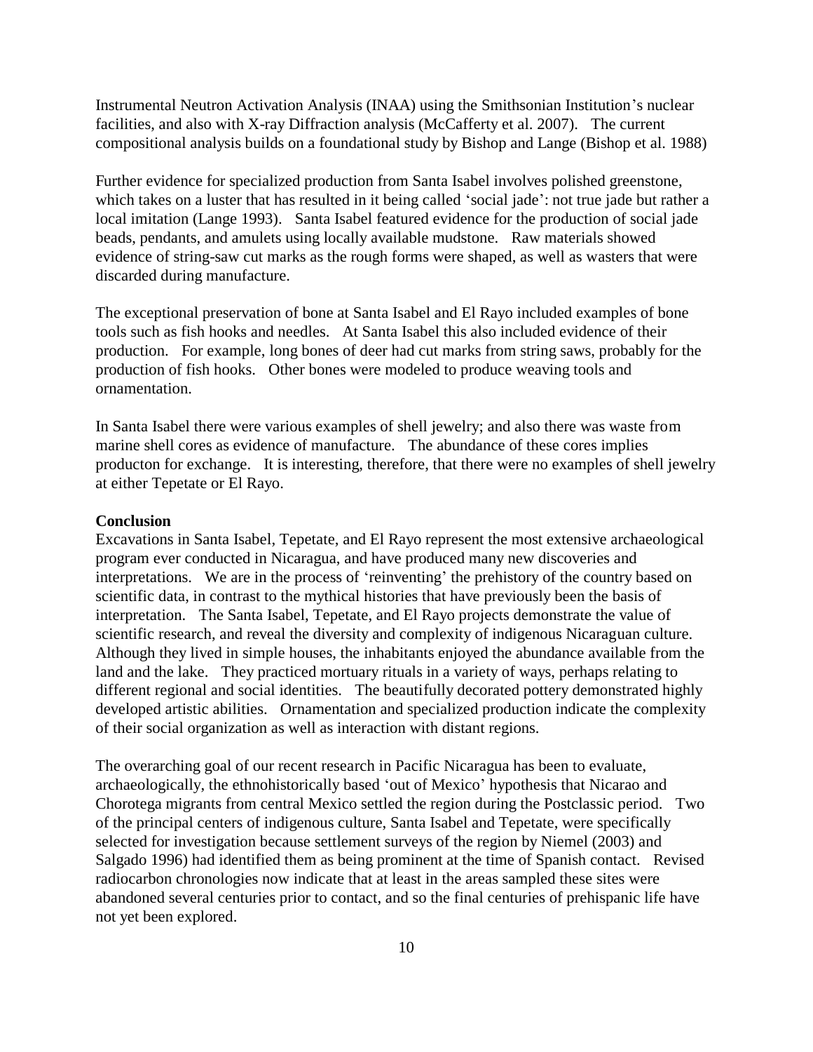Instrumental Neutron Activation Analysis (INAA) using the Smithsonian Institution's nuclear facilities, and also with X-ray Diffraction analysis (McCafferty et al. 2007). The current compositional analysis builds on a foundational study by Bishop and Lange (Bishop et al. 1988)

Further evidence for specialized production from Santa Isabel involves polished greenstone, which takes on a luster that has resulted in it being called 'social jade': not true jade but rather a local imitation (Lange 1993). Santa Isabel featured evidence for the production of social jade beads, pendants, and amulets using locally available mudstone. Raw materials showed evidence of string-saw cut marks as the rough forms were shaped, as well as wasters that were discarded during manufacture.

The exceptional preservation of bone at Santa Isabel and El Rayo included examples of bone tools such as fish hooks and needles. At Santa Isabel this also included evidence of their production. For example, long bones of deer had cut marks from string saws, probably for the production of fish hooks. Other bones were modeled to produce weaving tools and ornamentation.

In Santa Isabel there were various examples of shell jewelry; and also there was waste from marine shell cores as evidence of manufacture. The abundance of these cores implies producton for exchange. It is interesting, therefore, that there were no examples of shell jewelry at either Tepetate or El Rayo.

**Conclusion**

Excavations in Santa Isabel, Tepetate, and El Rayo represent the most extensive archaeological program ever conducted in Nicaragua, and have produced many new discoveries and interpretations. We are in the process of 'reinventing' the prehistory of the country based on scientific data, in contrast to the mythical histories that have previously been the basis of interpretation. The Santa Isabel, Tepetate, and El Rayo projects demonstrate the value of scientific research, and reveal the diversity and complexity of indigenous Nicaraguan culture. Although they lived in simple houses, the inhabitants enjoyed the abundance available from the land and the lake. They practiced mortuary rituals in a variety of ways, perhaps relating to different regional and social identities. The beautifully decorated pottery demonstrated highly developed artistic abilities. Ornamentation and specialized production indicate the complexity of their social organization as well as interaction with distant regions.

The overarching goal of our recent research in Pacific Nicaragua has been to evaluate, archaeologically, the ethnohistorically based 'out of Mexico' hypothesis that Nicarao and Chorotega migrants from central Mexico settled the region during the Postclassic period. Two of the principal centers of indigenous culture, Santa Isabel and Tepetate, were specifically selected for investigation because settlement surveys of the region by Niemel (2003) and Salgado 1996) had identified them as being prominent at the time of Spanish contact. Revised radiocarbon chronologies now indicate that at least in the areas sampled these sites were abandoned several centuries prior to contact, and so the final centuries of prehispanic life have not yet been explored.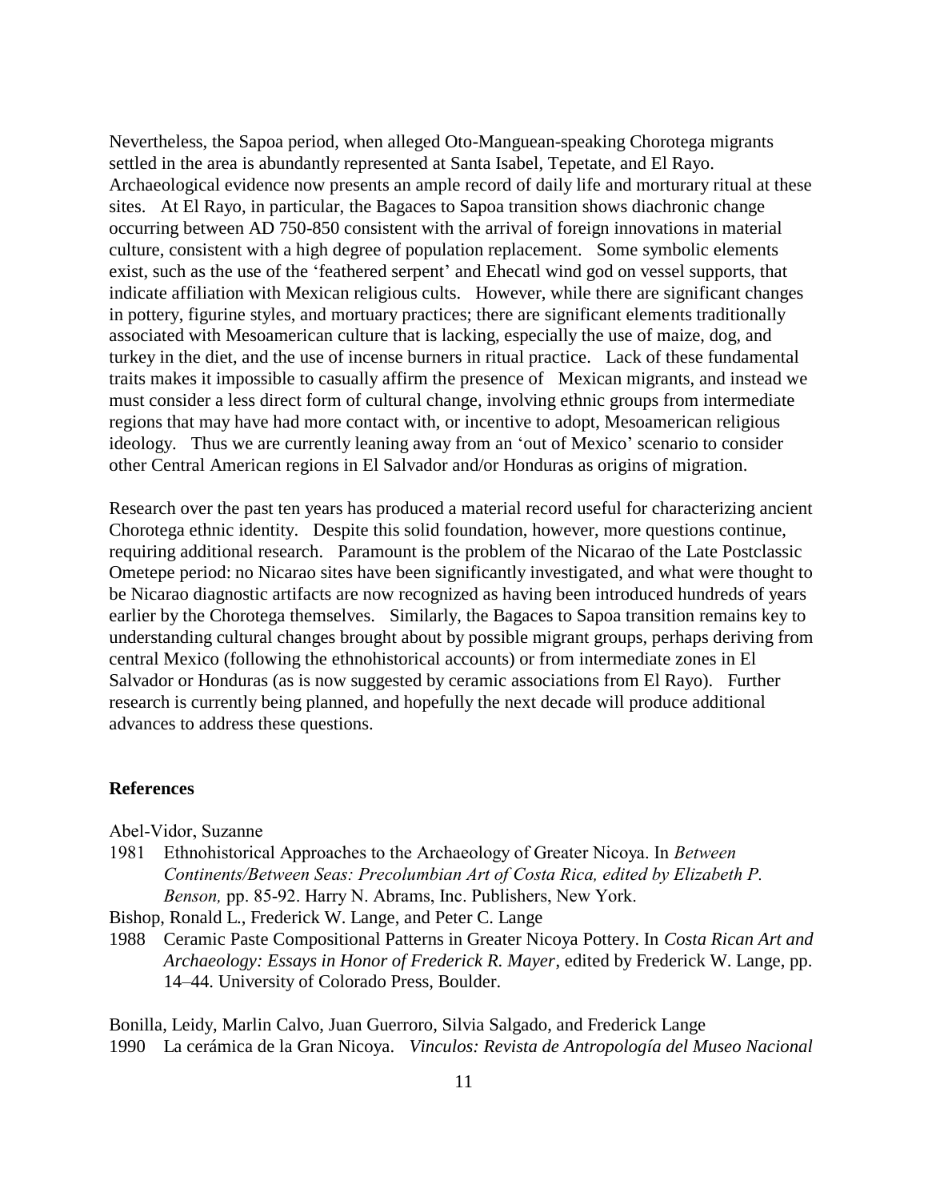Nevertheless, the Sapoa period, when alleged Oto-Manguean-speaking Chorotega migrants settled in the area is abundantly represented at Santa Isabel, Tepetate, and El Rayo. Archaeological evidence now presents an ample record of daily life and morturary ritual at these sites. At El Rayo, in particular, the Bagaces to Sapoa transition shows diachronic change occurring between AD 750-850 consistent with the arrival of foreign innovations in material culture, consistent with a high degree of population replacement. Some symbolic elements exist, such as the use of the 'feathered serpent' and Ehecatl wind god on vessel supports, that indicate affiliation with Mexican religious cults. However, while there are significant changes in pottery, figurine styles, and mortuary practices; there are significant elements traditionally associated with Mesoamerican culture that is lacking, especially the use of maize, dog, and turkey in the diet, and the use of incense burners in ritual practice. Lack of these fundamental traits makes it impossible to casually affirm the presence of Mexican migrants, and instead we must consider a less direct form of cultural change, involving ethnic groups from intermediate regions that may have had more contact with, or incentive to adopt, Mesoamerican religious ideology. Thus we are currently leaning away from an 'out of Mexico' scenario to consider other Central American regions in El Salvador and/or Honduras as origins of migration.

Research over the past ten years has produced a material record useful for characterizing ancient Chorotega ethnic identity. Despite this solid foundation, however, more questions continue, requiring additional research. Paramount is the problem of the Nicarao of the Late Postclassic Ometepe period: no Nicarao sites have been significantly investigated, and what were thought to be Nicarao diagnostic artifacts are now recognized as having been introduced hundreds of years earlier by the Chorotega themselves. Similarly, the Bagaces to Sapoa transition remains key to understanding cultural changes brought about by possible migrant groups, perhaps deriving from central Mexico (following the ethnohistorical accounts) or from intermediate zones in El Salvador or Honduras (as is now suggested by ceramic associations from El Rayo). Further research is currently being planned, and hopefully the next decade will produce additional advances to address these questions.

**References**

Abel-Vidor, Suzanne

1981 Ethnohistorical Approaches to the Archaeology of Greater Nicoya. In *Between Continents/Between Seas: Precolumbian Art of Costa Rica, edited by Elizabeth P. Benson,* pp. 85-92. Harry N. Abrams, Inc. Publishers, New York.

Bishop, Ronald L., Frederick W. Lange, and Peter C. Lange

1988 Ceramic Paste Compositional Patterns in Greater Nicoya Pottery. In *Costa Rican Art and Archaeology: Essays in Honor of Frederick R. Mayer*, edited by Frederick W. Lange, pp. 14–44. University of Colorado Press, Boulder.

Bonilla, Leidy, Marlin Calvo, Juan Guerroro, Silvia Salgado, and Frederick Lange

1990 La cerámica de la Gran Nicoya. *Vinculos: Revista de Antropología del Museo Nacional*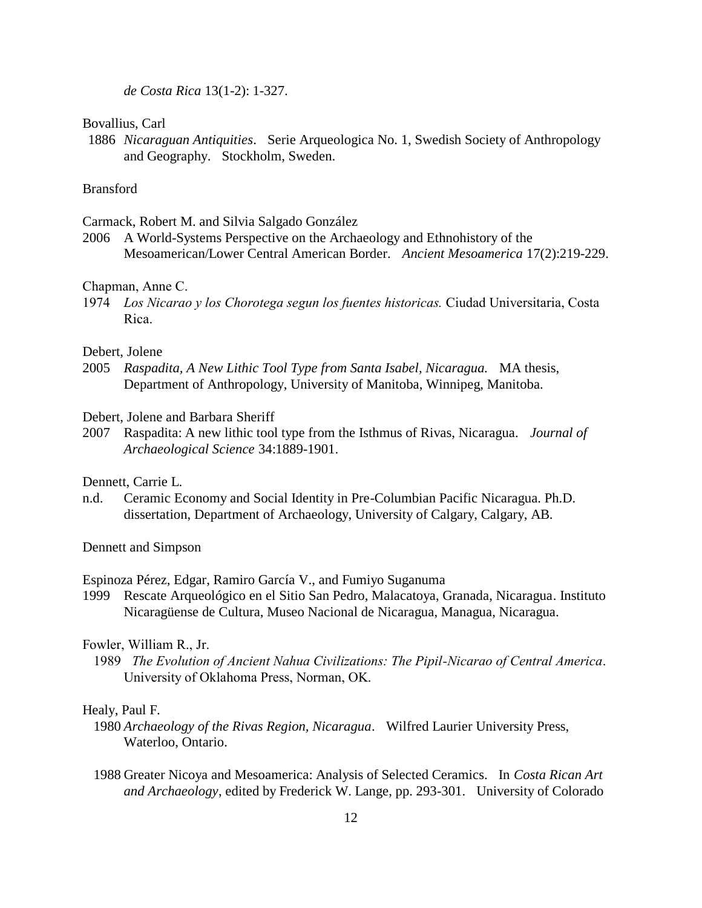*de Costa Rica* 13(1-2): 1-327.

Bovallius, Carl

1886 *Nicaraguan Antiquities*. Serie Arqueologica No. 1, Swedish Society of Anthropology and Geography. Stockholm, Sweden.

Bransford

Carmack, Robert M. and Silvia Salgado González

2006 A World-Systems Perspective on the Archaeology and Ethnohistory of the Mesoamerican/Lower Central American Border. *Ancient Mesoamerica* 17(2):219-229.

Chapman, Anne C.

1974 *Los Nicarao y los Chorotega segun los fuentes historicas.* Ciudad Universitaria, Costa Rica.

Debert, Jolene

2005 *Raspadita, A New Lithic Tool Type from Santa Isabel, Nicaragua.* MA thesis, Department of Anthropology, University of Manitoba, Winnipeg, Manitoba.

Debert, Jolene and Barbara Sheriff

2007 Raspadita: A new lithic tool type from the Isthmus of Rivas, Nicaragua. *Journal of Archaeological Science* 34:1889-1901.

Dennett, Carrie L.

n.d. Ceramic Economy and Social Identity in Pre-Columbian Pacific Nicaragua. Ph.D. dissertation, Department of Archaeology, University of Calgary, Calgary, AB.

Dennett and Simpson

Espinoza Pérez, Edgar, Ramiro García V., and Fumiyo Suganuma

1999 Rescate Arqueológico en el Sitio San Pedro, Malacatoya, Granada, Nicaragua. Instituto Nicaragüense de Cultura, Museo Nacional de Nicaragua, Managua, Nicaragua.

Fowler, William R., Jr.

1989 *The Evolution of Ancient Nahua Civilizations: The Pipil-Nicarao of Central America*. University of Oklahoma Press, Norman, OK.

Healy, Paul F.

1980 *Archaeology of the Rivas Region, Nicaragua*. Wilfred Laurier University Press, Waterloo, Ontario.

1988 Greater Nicoya and Mesoamerica: Analysis of Selected Ceramics. In *Costa Rican Art and Archaeology*, edited by Frederick W. Lange, pp. 293-301. University of Colorado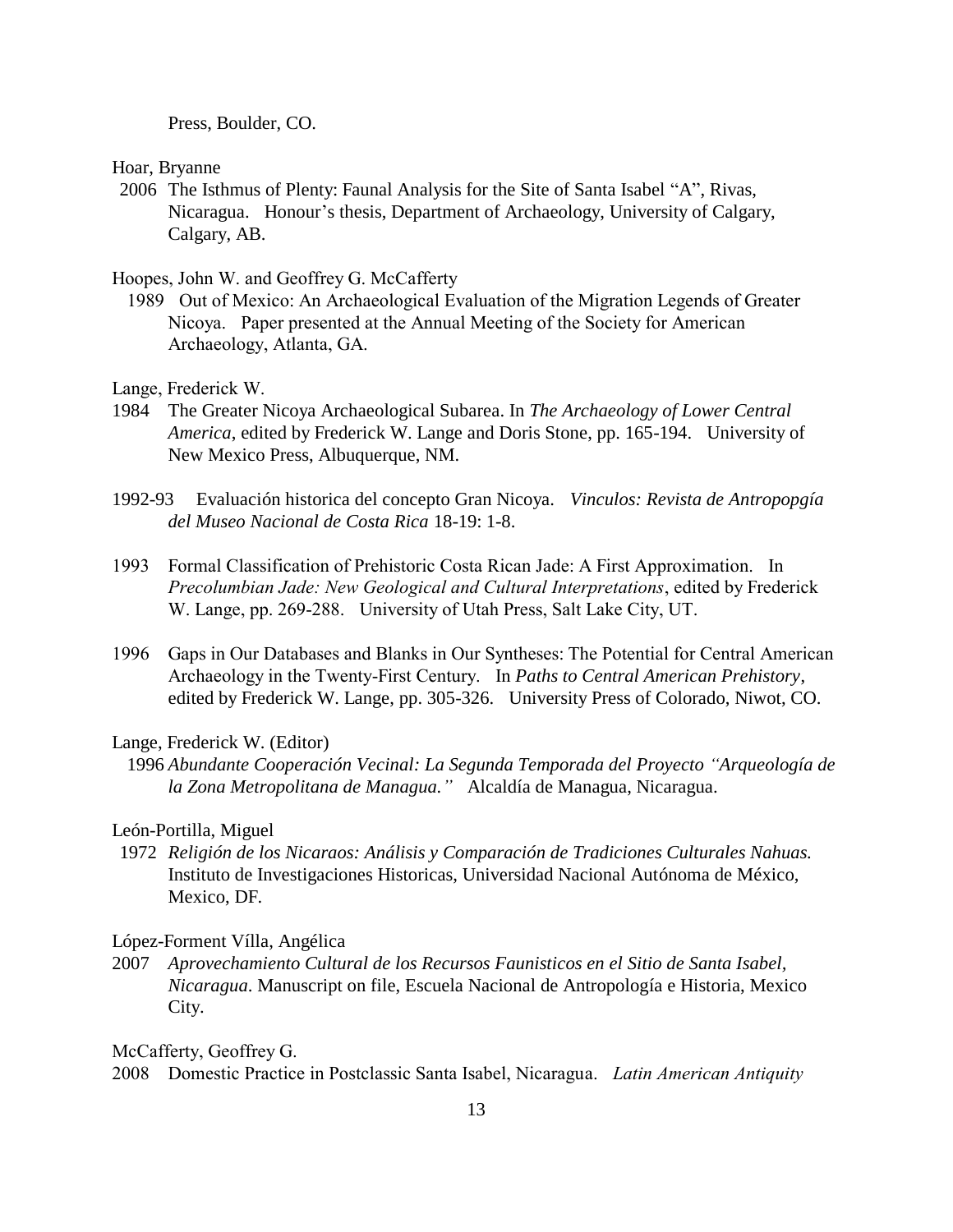Press, Boulder, CO.

Hoar, Bryanne
2006 The Isthmus of Plenty: Faunal Analysis for the Site of Santa Isabel "A", Rivas, Nicaragua. Honour's thesis, Department of Archaeology, University of Calgary, Calgary, AB.

Hoopes, John W. and Geoffrey G. McCafferty
1989 Out of Mexico: An Archaeological Evaluation of the Migration Legends of Greater Nicoya. Paper presented at the Annual Meeting of the Society for American Archaeology, Atlanta, GA.

Lange, Frederick W.
1984 The Greater Nicoya Archaeological Subarea. In *The Archaeology of Lower Central America*, edited by Frederick W. Lange and Doris Stone, pp. 165-194. University of New Mexico Press, Albuquerque, NM.

1992-93 Evaluación historica del concepto Gran Nicoya. *Vinculos: Revista de Antropopgía del Museo Nacional de Costa Rica* 18-19: 1-8.

1993 Formal Classification of Prehistoric Costa Rican Jade: A First Approximation. In *Precolumbian Jade: New Geological and Cultural Interpretations*, edited by Frederick W. Lange, pp. 269-288. University of Utah Press, Salt Lake City, UT.

1996 Gaps in Our Databases and Blanks in Our Syntheses: The Potential for Central American Archaeology in the Twenty-First Century. In *Paths to Central American Prehistory*, edited by Frederick W. Lange, pp. 305-326. University Press of Colorado, Niwot, CO.

Lange, Frederick W. (Editor)
1996 *Abundante Cooperación Vecinal: La Segunda Temporada del Proyecto "Arqueología de la Zona Metropolitana de Managua."* Alcaldía de Managua, Nicaragua.

León-Portilla, Miguel
1972 *Religión de los Nicaraos: Análisis y Comparación de Tradiciones Culturales Nahuas.* Instituto de Investigaciones Historicas, Universidad Nacional Autónoma de México, Mexico, DF.

López-Forment Vílla, Angélica
2007 *Aprovechamiento Cultural de los Recursos Faunisticos en el Sitio de Santa Isabel, Nicaragua*. Manuscript on file, Escuela Nacional de Antropología e Historia, Mexico City.

McCafferty, Geoffrey G.
2008 Domestic Practice in Postclassic Santa Isabel, Nicaragua. *Latin American Antiquity*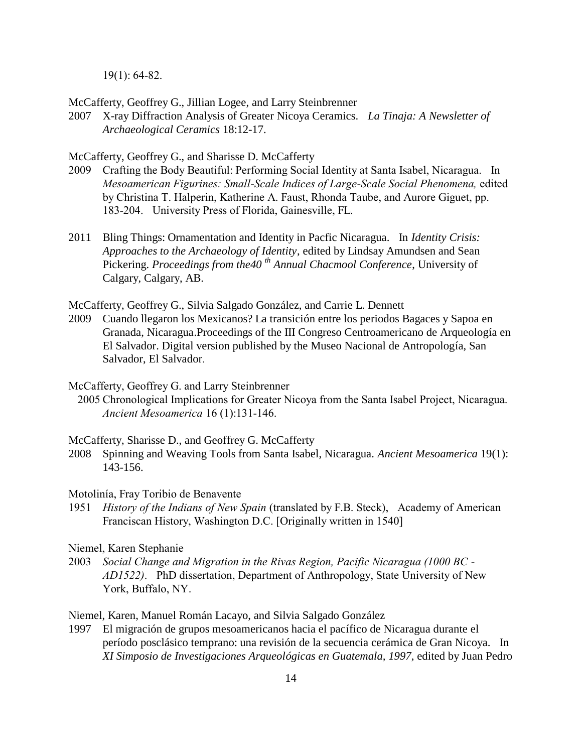19(1): 64-82.

McCafferty, Geoffrey G., Jillian Logee, and Larry Steinbrenner

2007 X-ray Diffraction Analysis of Greater Nicoya Ceramics. *La Tinaja: A Newsletter of Archaeological Ceramics* 18:12-17.

McCafferty, Geoffrey G., and Sharisse D. McCafferty

2009 Crafting the Body Beautiful: Performing Social Identity at Santa Isabel, Nicaragua. In *Mesoamerican Figurines: Small-Scale Indices of Large-Scale Social Phenomena,* edited by Christina T. Halperin, Katherine A. Faust, Rhonda Taube, and Aurore Giguet, pp. 183-204. University Press of Florida, Gainesville, FL.

2011 Bling Things: Ornamentation and Identity in Pacfic Nicaragua. In *Identity Crisis: Approaches to the Archaeology of Identity*, edited by Lindsay Amundsen and Sean Pickering. *Proceedings from the40 th Annual Chacmool Conference*, University of Calgary, Calgary, AB.

McCafferty, Geoffrey G., Silvia Salgado González, and Carrie L. Dennett

2009 Cuando llegaron los Mexicanos? La transición entre los periodos Bagaces y Sapoa en Granada, Nicaragua.Proceedings of the III Congreso Centroamericano de Arqueología en El Salvador. Digital version published by the Museo Nacional de Antropología, San Salvador, El Salvador.

McCafferty, Geoffrey G. and Larry Steinbrenner

2005 Chronological Implications for Greater Nicoya from the Santa Isabel Project, Nicaragua. *Ancient Mesoamerica* 16 (1):131-146.

McCafferty, Sharisse D., and Geoffrey G. McCafferty

2008 Spinning and Weaving Tools from Santa Isabel, Nicaragua. *Ancient Mesoamerica* 19(1): 143-156.

Motolinía, Fray Toribio de Benavente

1951 *History of the Indians of New Spain* (translated by F.B. Steck), Academy of American Franciscan History, Washington D.C. [Originally written in 1540]

Niemel, Karen Stephanie

2003 *Social Change and Migration in the Rivas Region, Pacific Nicaragua (1000 BC - AD1522)*. PhD dissertation, Department of Anthropology, State University of New York, Buffalo, NY.

Niemel, Karen, Manuel Román Lacayo, and Silvia Salgado González

1997 El migración de grupos mesoamericanos hacia el pacífico de Nicaragua durante el período posclásico temprano: una revisión de la secuencia cerámica de Gran Nicoya. In *XI Simposio de Investigaciones Arqueológicas en Guatemala, 1997*, edited by Juan Pedro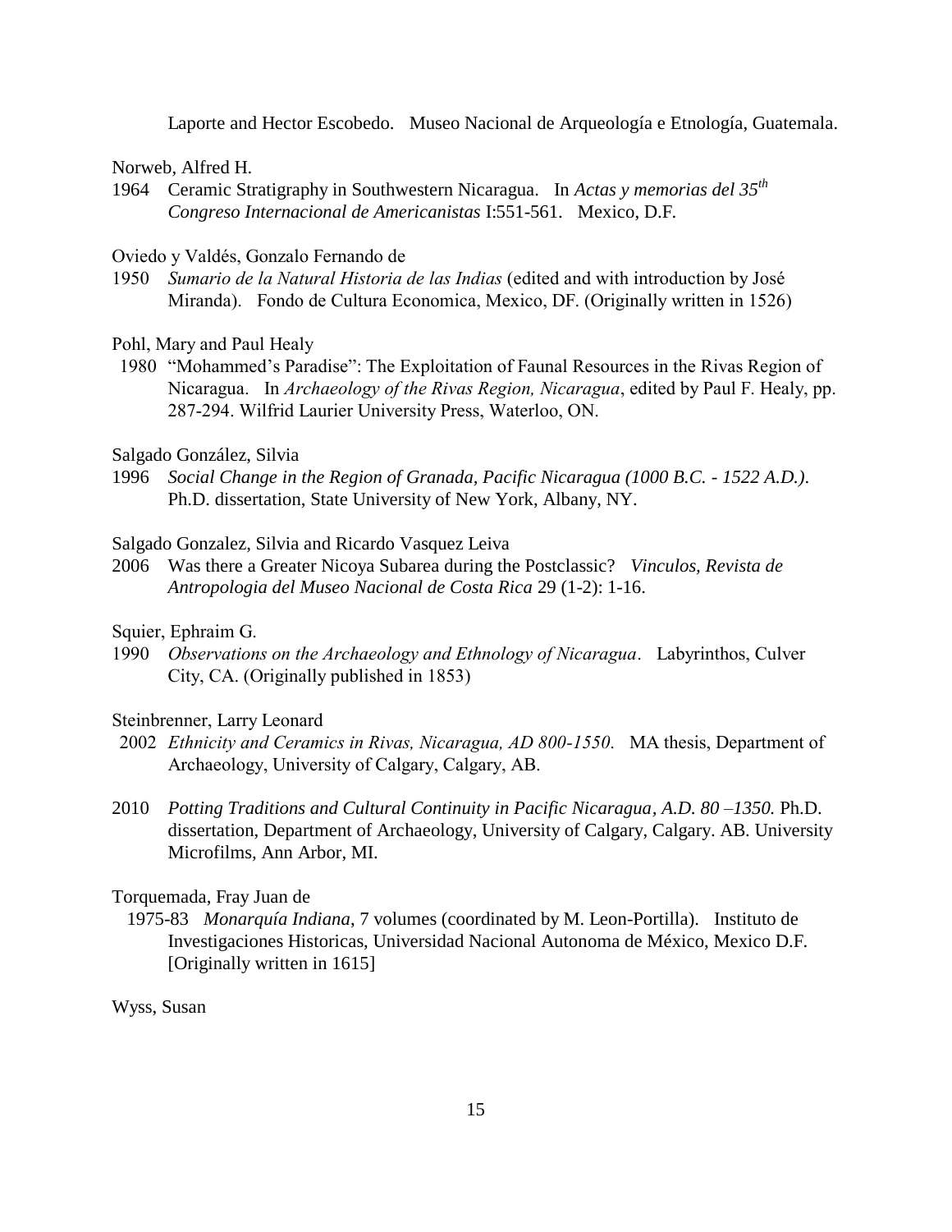Laporte and Hector Escobedo. Museo Nacional de Arqueología e Etnología, Guatemala.

Norweb, Alfred H.

1964 Ceramic Stratigraphy in Southwestern Nicaragua. In *Actas y memorias del 35th Congreso Internacional de Americanistas* I:551-561. Mexico, D.F.

Oviedo y Valdés, Gonzalo Fernando de

1950 *Sumario de la Natural Historia de las Indias* (edited and with introduction by José Miranda). Fondo de Cultura Economica, Mexico, DF. (Originally written in 1526)

Pohl, Mary and Paul Healy

1980 "Mohammed's Paradise": The Exploitation of Faunal Resources in the Rivas Region of Nicaragua. In *Archaeology of the Rivas Region, Nicaragua*, edited by Paul F. Healy, pp. 287-294. Wilfrid Laurier University Press, Waterloo, ON.

Salgado González, Silvia

1996 *Social Change in the Region of Granada, Pacific Nicaragua (1000 B.C. - 1522 A.D.)*. Ph.D. dissertation, State University of New York, Albany, NY.

Salgado Gonzalez, Silvia and Ricardo Vasquez Leiva

2006 Was there a Greater Nicoya Subarea during the Postclassic? *Vinculos, Revista de Antropologia del Museo Nacional de Costa Rica* 29 (1-2): 1-16.

Squier, Ephraim G.

1990 *Observations on the Archaeology and Ethnology of Nicaragua*. Labyrinthos, Culver City, CA. (Originally published in 1853)

Steinbrenner, Larry Leonard

2002 *Ethnicity and Ceramics in Rivas, Nicaragua, AD 800-1550*. MA thesis, Department of Archaeology, University of Calgary, Calgary, AB.

2010 *Potting Traditions and Cultural Continuity in Pacific Nicaragua, A.D. 80 –1350.* Ph.D. dissertation, Department of Archaeology, University of Calgary, Calgary. AB. University Microfilms, Ann Arbor, MI.

Torquemada, Fray Juan de

1975-83 *Monarquía Indiana*, 7 volumes (coordinated by M. Leon-Portilla). Instituto de Investigaciones Historicas, Universidad Nacional Autonoma de México, Mexico D.F. [Originally written in 1615]

Wyss, Susan